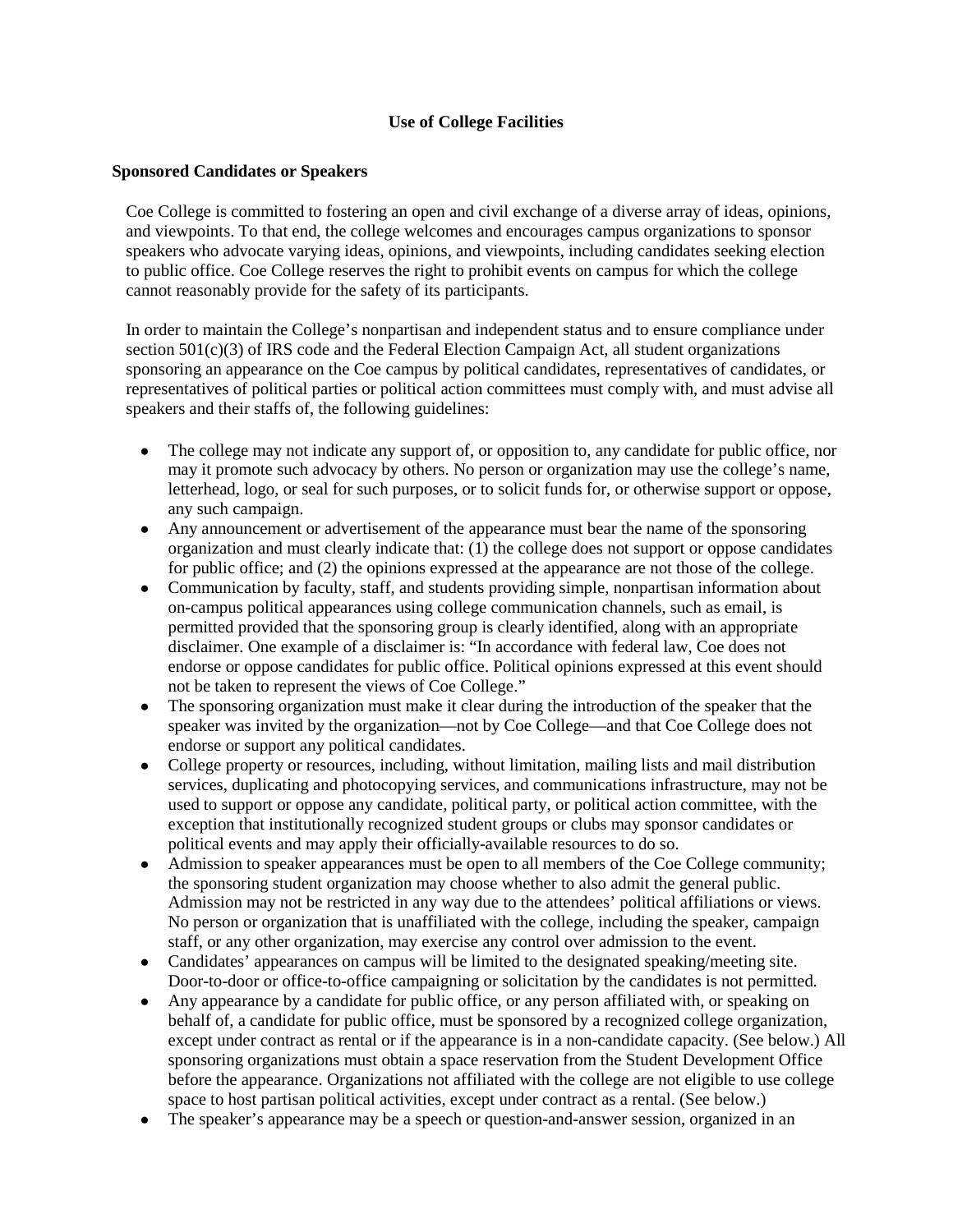## Use of College Facilities

### Sponsored Candidates or Speakers

Coe College is committed to fostering an open and civil exchange of a diverse array of ideas, opinions, and viewpoints. To that end, the college welcomes and encourages campus organizations to sponsor speakers who advocate varying ideas, opinions, and viewpoints, including candidates seeking election to public office. Coe College reserves the right to prohibit events on campus for which the college cannot reasonably provide for the safety of its participants.

In order to maintain the College's nonpartisan and independent status and to ensure compliance under section 501(c)(3) of IRS code and the Federal Election Campaign Act, all student organizations sponsoring an appearance on the Coe campus by political candidates, representatives of candidates, or representatives of political parties or political action committees must comply with, and must advise all speakers and their staffs of, the following guidelines:

- The college may not indicate any support of, or opposition to, any candidate for public office, nor may it promote such advocacy by others. No person or organization may use the college's name, letterhead, logo, or seal for such purposes, or to solicit funds for, or otherwise support or oppose, any such campaign.
- Any announcement or advertisement of the appearance must bear the name of the sponsoring organization and must clearly indicate that: (1) the college does not support or oppose candidates for public office; and (2) the opinions expressed at the appearance are not those of the college.
- Communication by faculty, staff, and students providing simple, nonpartisan information about on-campus political appearances using college communication channels, such as email, is permitted provided that the sponsoring group is clearly identified, along with an appropriate disclaimer. One example of a disclaimer is: "In accordance with federal law, Coe does not endorse or oppose candidates for public office. Political opinions expressed at this event should not be taken to represent the views of Coe College."
- The sponsoring organization must make it clear during the introduction of the speaker that the speaker was invited by the organization—not by Coe College—and that Coe College does not endorse or support any political candidates.
- College property or resources, including, without limitation, mailing lists and mail distribution services, duplicating and photocopying services, and communications infrastructure, may not be used to support or oppose any candidate, political party, or political action committee, with the exception that institutionally recognized student groups or clubs may sponsor candidates or political events and may apply their officially-available resources to do so.
- Admission to speaker appearances must be open to all members of the Coe College community; the sponsoring student organization may choose whether to also admit the general public. Admission may not be restricted in any way due to the attendees' political affiliations or views. No person or organization that is unaffiliated with the college, including the speaker, campaign staff, or any other organization, may exercise any control over admission to the event.
- Candidates' appearances on campus will be limited to the designated speaking/meeting site. Door-to-door or office-to-office campaigning or solicitation by the candidates is not permitted.
- Any appearance by a candidate for public office, or any person affiliated with, or speaking on behalf of, a candidate for public office, must be sponsored by a recognized college organization, except under contract as rental or if the appearance is in a non-candidate capacity. (See below.) All sponsoring organizations must obtain a space reservation from the Student Development Office before the appearance. Organizations not affiliated with the college are not eligible to use college space to host partisan political activities, except under contract as a rental. (See below.)
- The speaker's appearance may be a speech or question-and-answer session, organized in an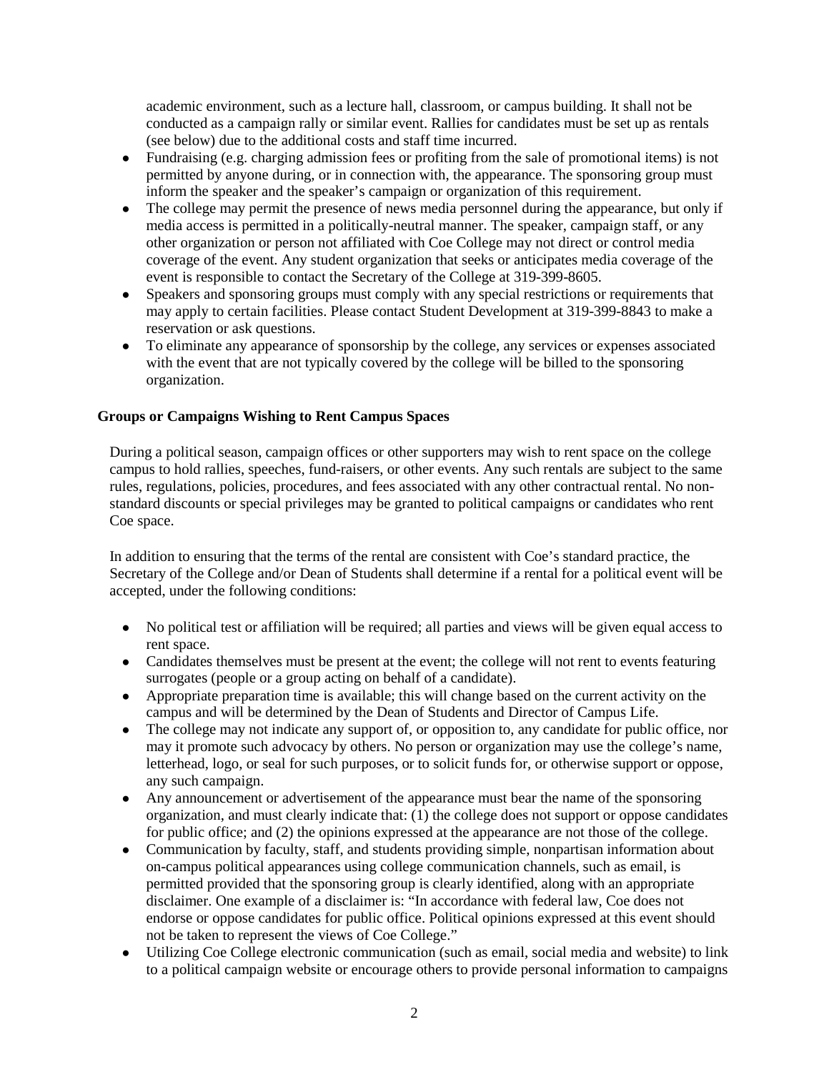academic environment, such as a lecture hall, classroom, or campus building. It shall not be conducted as a campaign rally or similar event. Rallies for candidates must be set up as rentals (see below) due to the additional costs and staff time incurred.

- Fundraising (e.g. charging admission fees or profiting from the sale of promotional items) is not permitted by anyone during, or in connection with, the appearance. The sponsoring group must inform the speaker and the speaker's campaign or organization of this requirement.
- The college may permit the presence of news media personnel during the appearance, but only if media access is permitted in a politically-neutral manner. The speaker, campaign staff, or any other organization or person not affiliated with Coe College may not direct or control media coverage of the event. Any student organization that seeks or anticipates media coverage of the event is responsible to contact the Secretary of the College at 319-399-8605.
- Speakers and sponsoring groups must comply with any special restrictions or requirements that may apply to certain facilities. Please contact Student Development at 319-399-8843 to make a reservation or ask questions.
- To eliminate any appearance of sponsorship by the college, any services or expenses associated with the event that are not typically covered by the college will be billed to the sponsoring organization.

### Groups or Campaigns Wishing to Rent Campus Spaces

During a political season, campaign offices or other supporters may wish to rent space on the college campus to hold rallies, speeches, fund-raisers, or other events. Any such rentals are subject to the same rules, regulations, policies, procedures, and fees associated with any other contractual rental. No non-standard discounts or special privileges may be granted to political campaigns or candidates who rent Coe space.

In addition to ensuring that the terms of the rental are consistent with Coe's standard practice, the Secretary of the College and/or Dean of Students shall determine if a rental for a political event will be accepted, under the following conditions:

- No political test or affiliation will be required; all parties and views will be given equal access to rent space.
- Candidates themselves must be present at the event; the college will not rent to events featuring surrogates (people or a group acting on behalf of a candidate).
- Appropriate preparation time is available; this will change based on the current activity on the campus and will be determined by the Dean of Students and Director of Campus Life.
- The college may not indicate any support of, or opposition to, any candidate for public office, nor may it promote such advocacy by others. No person or organization may use the college's name, letterhead, logo, or seal for such purposes, or to solicit funds for, or otherwise support or oppose, any such campaign.
- Any announcement or advertisement of the appearance must bear the name of the sponsoring organization, and must clearly indicate that: (1) the college does not support or oppose candidates for public office; and (2) the opinions expressed at the appearance are not those of the college.
- Communication by faculty, staff, and students providing simple, nonpartisan information about on-campus political appearances using college communication channels, such as email, is permitted provided that the sponsoring group is clearly identified, along with an appropriate disclaimer. One example of a disclaimer is: "In accordance with federal law, Coe does not endorse or oppose candidates for public office. Political opinions expressed at this event should not be taken to represent the views of Coe College."
- Utilizing Coe College electronic communication (such as email, social media and website) to link to a political campaign website or encourage others to provide personal information to campaigns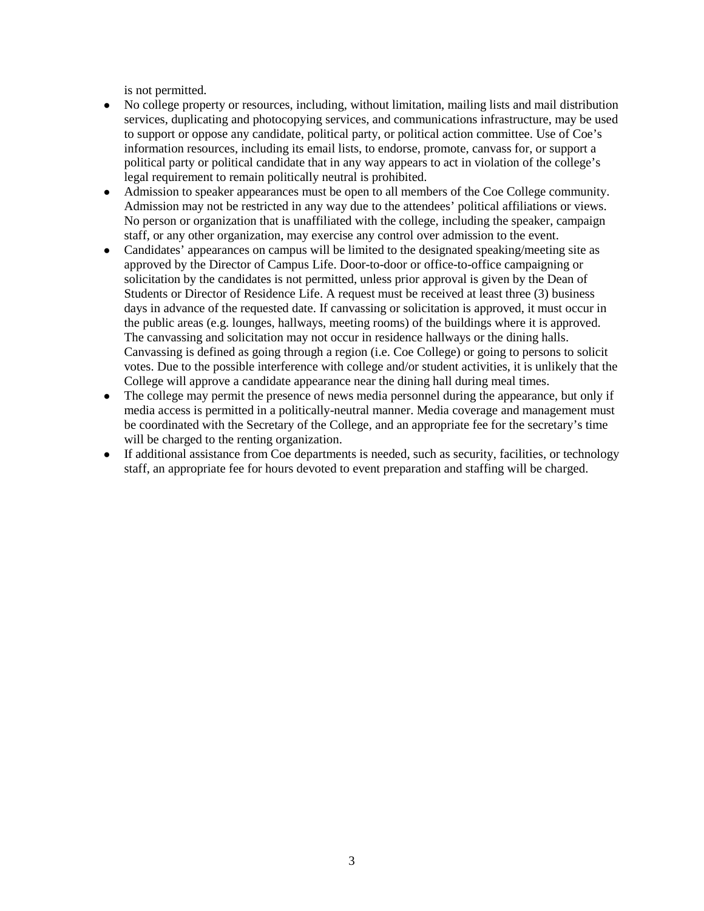is not permitted.

- No college property or resources, including, without limitation, mailing lists and mail distribution services, duplicating and photocopying services, and communications infrastructure, may be used to support or oppose any candidate, political party, or political action committee. Use of Coe's information resources, including its email lists, to endorse, promote, canvass for, or support a political party or political candidate that in any way appears to act in violation of the college's legal requirement to remain politically neutral is prohibited.
- Admission to speaker appearances must be open to all members of the Coe College community. Admission may not be restricted in any way due to the attendees' political affiliations or views. No person or organization that is unaffiliated with the college, including the speaker, campaign staff, or any other organization, may exercise any control over admission to the event.
- Candidates' appearances on campus will be limited to the designated speaking/meeting site as approved by the Director of Campus Life. Door-to-door or office-to-office campaigning or solicitation by the candidates is not permitted, unless prior approval is given by the Dean of Students or Director of Residence Life. A request must be received at least three (3) business days in advance of the requested date. If canvassing or solicitation is approved, it must occur in the public areas (e.g. lounges, hallways, meeting rooms) of the buildings where it is approved. The canvassing and solicitation may not occur in residence hallways or the dining halls. Canvassing is defined as going through a region (i.e. Coe College) or going to persons to solicit votes. Due to the possible interference with college and/or student activities, it is unlikely that the College will approve a candidate appearance near the dining hall during meal times.
- The college may permit the presence of news media personnel during the appearance, but only if media access is permitted in a politically-neutral manner. Media coverage and management must be coordinated with the Secretary of the College, and an appropriate fee for the secretary's time will be charged to the renting organization.
- If additional assistance from Coe departments is needed, such as security, facilities, or technology staff, an appropriate fee for hours devoted to event preparation and staffing will be charged.